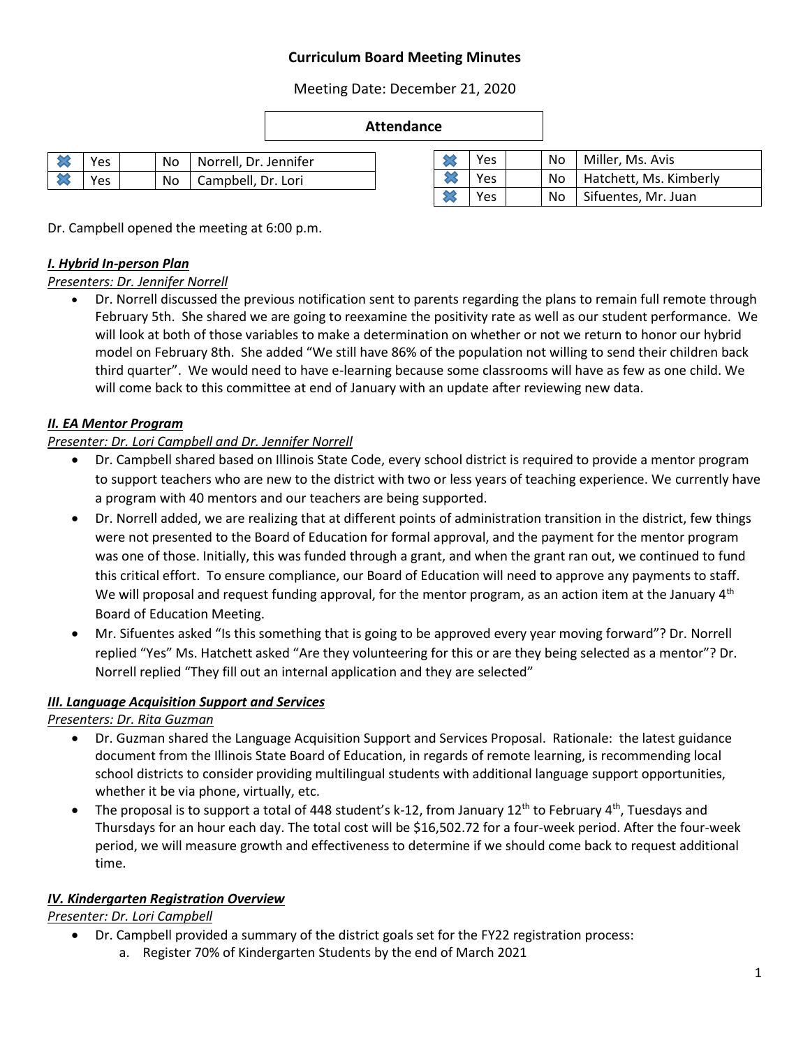# Curriculum Board Meeting Minutes

Meeting Date: December 21, 2020

## Attendance

| ✖ | Yes | | No | Norrell, Dr. Jennifer |
|---|---|---|---|---|
| ✖ | Yes | | No | Campbell, Dr. Lori |

| ✖ | Yes | | No | Miller, Ms. Avis |
|---|---|---|---|---|
| ✖ | Yes | | No | Hatchett, Ms. Kimberly |
| ✖ | Yes | | No | Sifuentes, Mr. Juan |

Dr. Campbell opened the meeting at 6:00 p.m.

### ***I. Hybrid In-person Plan***

*Presenters: Dr. Jennifer Norrell*

- Dr. Norrell discussed the previous notification sent to parents regarding the plans to remain full remote through February 5th. She shared we are going to reexamine the positivity rate as well as our student performance. We will look at both of those variables to make a determination on whether or not we return to honor our hybrid model on February 8th. She added "We still have 86% of the population not willing to send their children back third quarter". We would need to have e-learning because some classrooms will have as few as one child. We will come back to this committee at end of January with an update after reviewing new data.

### ***II. EA Mentor Program***

*Presenter: Dr. Lori Campbell and Dr. Jennifer Norrell*

- Dr. Campbell shared based on Illinois State Code, every school district is required to provide a mentor program to support teachers who are new to the district with two or less years of teaching experience. We currently have a program with 40 mentors and our teachers are being supported.
- Dr. Norrell added, we are realizing that at different points of administration transition in the district, few things were not presented to the Board of Education for formal approval, and the payment for the mentor program was one of those. Initially, this was funded through a grant, and when the grant ran out, we continued to fund this critical effort. To ensure compliance, our Board of Education will need to approve any payments to staff. We will proposal and request funding approval, for the mentor program, as an action item at the January 4th Board of Education Meeting.
- Mr. Sifuentes asked "Is this something that is going to be approved every year moving forward"? Dr. Norrell replied "Yes" Ms. Hatchett asked "Are they volunteering for this or are they being selected as a mentor"? Dr. Norrell replied "They fill out an internal application and they are selected"

### ***III. Language Acquisition Support and Services***

*Presenters: Dr. Rita Guzman*

- Dr. Guzman shared the Language Acquisition Support and Services Proposal. Rationale: the latest guidance document from the Illinois State Board of Education, in regards of remote learning, is recommending local school districts to consider providing multilingual students with additional language support opportunities, whether it be via phone, virtually, etc.
- The proposal is to support a total of 448 student's k-12, from January 12th to February 4th, Tuesdays and Thursdays for an hour each day. The total cost will be $16,502.72 for a four-week period. After the four-week period, we will measure growth and effectiveness to determine if we should come back to request additional time.

### ***IV. Kindergarten Registration Overview***

*Presenter: Dr. Lori Campbell*

- Dr. Campbell provided a summary of the district goals set for the FY22 registration process:
    a. Register 70% of Kindergarten Students by the end of March 2021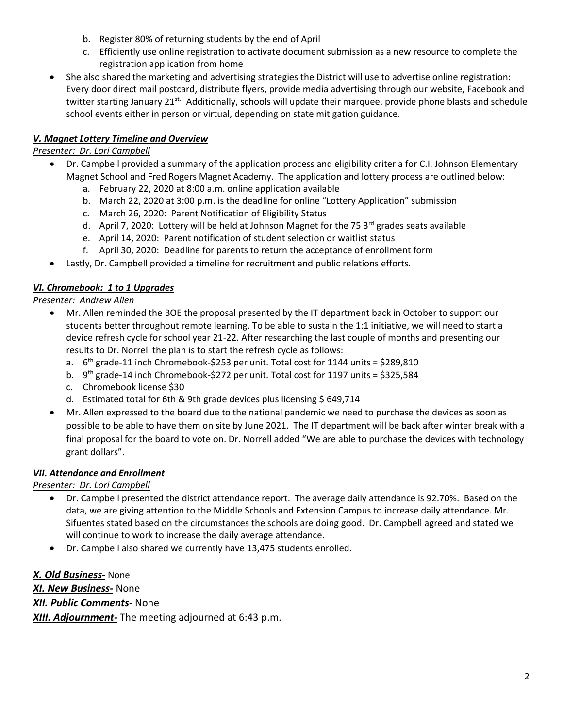b. Register 80% of returning students by the end of April
c. Efficiently use online registration to activate document submission as a new resource to complete the registration application from home

- She also shared the marketing and advertising strategies the District will use to advertise online registration: Every door direct mail postcard, distribute flyers, provide media advertising through our website, Facebook and twitter starting January 21st. Additionally, schools will update their marquee, provide phone blasts and schedule school events either in person or virtual, depending on state mitigation guidance.

### *V. Magnet Lottery Timeline and Overview*

*Presenter: Dr. Lori Campbell*

- Dr. Campbell provided a summary of the application process and eligibility criteria for C.I. Johnson Elementary Magnet School and Fred Rogers Magnet Academy. The application and lottery process are outlined below:
    a. February 22, 2020 at 8:00 a.m. online application available
    b. March 22, 2020 at 3:00 p.m. is the deadline for online "Lottery Application" submission
    c. March 26, 2020: Parent Notification of Eligibility Status
    d. April 7, 2020: Lottery will be held at Johnson Magnet for the 75 3rd grades seats available
    e. April 14, 2020: Parent notification of student selection or waitlist status
    f. April 30, 2020: Deadline for parents to return the acceptance of enrollment form
- Lastly, Dr. Campbell provided a timeline for recruitment and public relations efforts.

### *VI. Chromebook: 1 to 1 Upgrades*

*Presenter: Andrew Allen*

- Mr. Allen reminded the BOE the proposal presented by the IT department back in October to support our students better throughout remote learning. To be able to sustain the 1:1 initiative, we will need to start a device refresh cycle for school year 21-22. After researching the last couple of months and presenting our results to Dr. Norrell the plan is to start the refresh cycle as follows:
    a. 6th grade-11 inch Chromebook-$253 per unit. Total cost for 1144 units = $289,810
    b. 9th grade-14 inch Chromebook-$272 per unit. Total cost for 1197 units = $325,584
    c. Chromebook license $30
    d. Estimated total for 6th & 9th grade devices plus licensing $ 649,714
- Mr. Allen expressed to the board due to the national pandemic we need to purchase the devices as soon as possible to be able to have them on site by June 2021. The IT department will be back after winter break with a final proposal for the board to vote on. Dr. Norrell added "We are able to purchase the devices with technology grant dollars".

### *VII. Attendance and Enrollment*

*Presenter: Dr. Lori Campbell*

- Dr. Campbell presented the district attendance report. The average daily attendance is 92.70%. Based on the data, we are giving attention to the Middle Schools and Extension Campus to increase daily attendance. Mr. Sifuentes stated based on the circumstances the schools are doing good. Dr. Campbell agreed and stated we will continue to work to increase the daily average attendance.
- Dr. Campbell also shared we currently have 13,475 students enrolled.

***X. Old Business-*** None

***XI. New Business-*** None

***XII. Public Comments-*** None

***XIII. Adjournment-*** The meeting adjourned at 6:43 p.m.